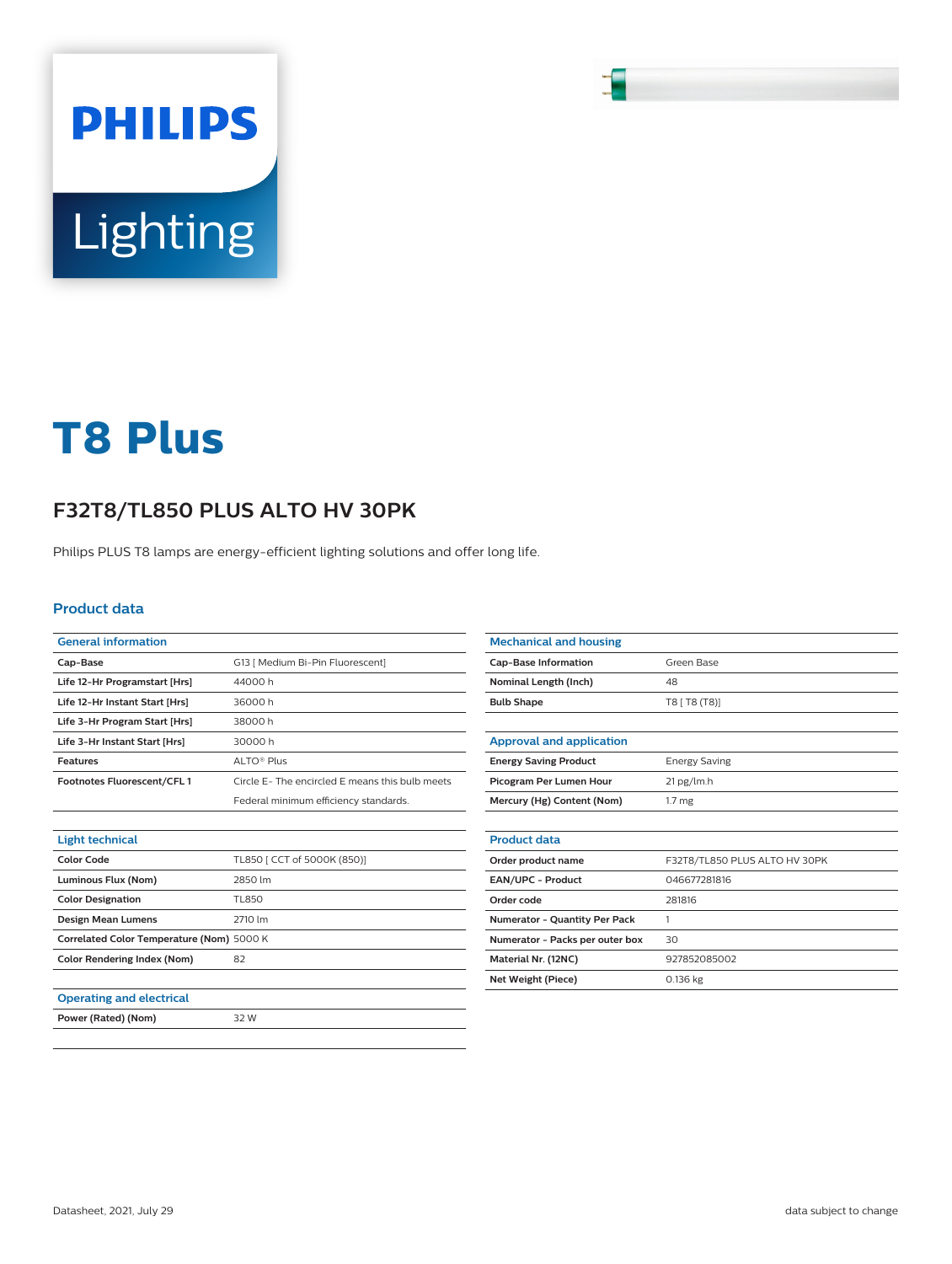# T8 Plus

## F32T8/TL850 PLUS ALTO HV 30PK

Philips PLUS T8 lamps are energy-efficient lighting solutions and offer long life.

### Product data

| General information | |
|---|---|
| Cap-Base | G13 [ Medium Bi-Pin Fluorescent] |
| Life 12-Hr Programstart [Hrs] | 44000 h |
| Life 12-Hr Instant Start [Hrs] | 36000 h |
| Life 3-Hr Program Start [Hrs] | 38000 h |
| Life 3-Hr Instant Start [Hrs] | 30000 h |
| Features | ALTO® Plus |
| Footnotes Fluorescent/CFL 1 | Circle E- The encircled E means this bulb meets Federal minimum efficiency standards. |

| Light technical | |
|---|---|
| Color Code | TL850 [ CCT of 5000K (850)] |
| Luminous Flux (Nom) | 2850 lm |
| Color Designation | TL850 |
| Design Mean Lumens | 2710 lm |
| Correlated Color Temperature (Nom) | 5000 K |
| Color Rendering Index (Nom) | 82 |

| Operating and electrical | |
|---|---|
| Power (Rated) (Nom) | 32 W |

| Mechanical and housing | |
|---|---|
| Cap-Base Information | Green Base |
| Nominal Length (Inch) | 48 |
| Bulb Shape | T8 [ T8 (T8)] |

| Approval and application | |
|---|---|
| Energy Saving Product | Energy Saving |
| Picogram Per Lumen Hour | 21 pg/lm.h |
| Mercury (Hg) Content (Nom) | 1.7 mg |

| Product data | |
|---|---|
| Order product name | F32T8/TL850 PLUS ALTO HV 30PK |
| EAN/UPC - Product | 046677281816 |
| Order code | 281816 |
| Numerator - Quantity Per Pack | 1 |
| Numerator - Packs per outer box | 30 |
| Material Nr. (12NC) | 927852085002 |
| Net Weight (Piece) | 0.136 kg |

Datasheet, 2021, July 29

data subject to change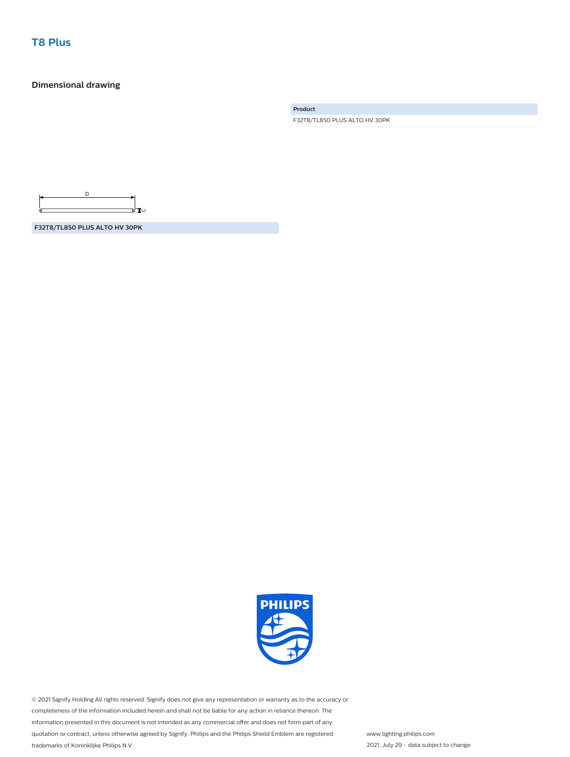# T8 Plus

## Dimensional drawing

| Product |
| --- |
| F32T8/TL850 PLUS ALTO HV 30PK |

D

C

**F32T8/TL850 PLUS ALTO HV 30PK**

© 2021 Signify Holding All rights reserved. Signify does not give any representation or warranty as to the accuracy or completeness of the information included herein and shall not be liable for any action in reliance thereon. The information presented in this document is not intended as any commercial offer and does not form part of any quotation or contract, unless otherwise agreed by Signify. Philips and the Philips Shield Emblem are registered trademarks of Koninklijke Philips N.V.

www.lighting.philips.com

2021, July 29 - data subject to change